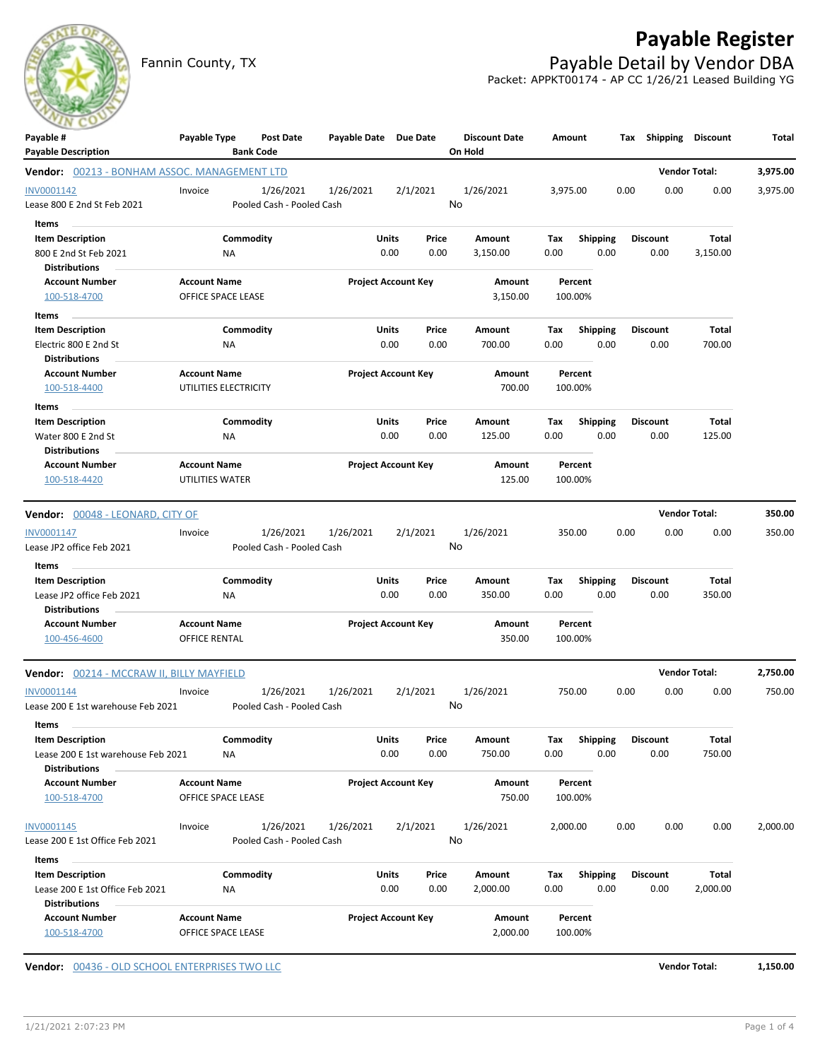# Payable Register

Fannin County, TX

## Payable Detail by Vendor DBA

Packet: APPKT00174 - AP CC 1/26/21 Leased Building YG

| Payable # | Payable Type | Post Date | Payable Date | Due Date | Discount Date | Amount | Tax | Shipping | Discount | Total |
|---|---|---|---|---|---|---|---|---|---|---|
| Payable Description | | Bank Code | | | On Hold | | | | | |

**Vendor: 00213 - BONHAM ASSOC. MANAGEMENT LTD** — Vendor Total: **3,975.00**

| Payable # | Payable Type | Post Date | Payable Date | Due Date | Discount Date | Amount | Tax | Shipping | Discount | Total |
|---|---|---|---|---|---|---|---|---|---|---|
| INV0001142 | Invoice | 1/26/2021 | 1/26/2021 | 2/1/2021 | 1/26/2021 | 3,975.00 | 0.00 | 0.00 | 0.00 | 3,975.00 |
| Lease 800 E 2nd St Feb 2021 | | Pooled Cash - Pooled Cash | | | No | | | | | |

Items

| Item Description | Commodity | Units | Price | Amount | Tax | Shipping | Discount | Total |
|---|---|---|---|---|---|---|---|---|
| 800 E 2nd St Feb 2021 | NA | 0.00 | 0.00 | 3,150.00 | 0.00 | 0.00 | 0.00 | 3,150.00 |

Distributions

| Account Number | Account Name | Project Account Key | Amount | Percent |
|---|---|---|---|---|
| 100-518-4700 | OFFICE SPACE LEASE | | 3,150.00 | 100.00% |

Items

| Item Description | Commodity | Units | Price | Amount | Tax | Shipping | Discount | Total |
|---|---|---|---|---|---|---|---|---|
| Electric 800 E 2nd St | NA | 0.00 | 0.00 | 700.00 | 0.00 | 0.00 | 0.00 | 700.00 |

Distributions

| Account Number | Account Name | Project Account Key | Amount | Percent |
|---|---|---|---|---|
| 100-518-4400 | UTILITIES ELECTRICITY | | 700.00 | 100.00% |

Items

| Item Description | Commodity | Units | Price | Amount | Tax | Shipping | Discount | Total |
|---|---|---|---|---|---|---|---|---|
| Water 800 E 2nd St | NA | 0.00 | 0.00 | 125.00 | 0.00 | 0.00 | 0.00 | 125.00 |

Distributions

| Account Number | Account Name | Project Account Key | Amount | Percent |
|---|---|---|---|---|
| 100-518-4420 | UTILITIES WATER | | 125.00 | 100.00% |

**Vendor: 00048 - LEONARD, CITY OF** — Vendor Total: **350.00**

| Payable # | Payable Type | Post Date | Payable Date | Due Date | Discount Date | Amount | Tax | Shipping | Discount | Total |
|---|---|---|---|---|---|---|---|---|---|---|
| INV0001147 | Invoice | 1/26/2021 | 1/26/2021 | 2/1/2021 | 1/26/2021 | 350.00 | 0.00 | 0.00 | 0.00 | 350.00 |
| Lease JP2 office Feb 2021 | | Pooled Cash - Pooled Cash | | | No | | | | | |

Items

| Item Description | Commodity | Units | Price | Amount | Tax | Shipping | Discount | Total |
|---|---|---|---|---|---|---|---|---|
| Lease JP2 office Feb 2021 | NA | 0.00 | 0.00 | 350.00 | 0.00 | 0.00 | 0.00 | 350.00 |

Distributions

| Account Number | Account Name | Project Account Key | Amount | Percent |
|---|---|---|---|---|
| 100-456-4600 | OFFICE RENTAL | | 350.00 | 100.00% |

**Vendor: 00214 - MCCRAW II, BILLY MAYFIELD** — Vendor Total: **2,750.00**

| Payable # | Payable Type | Post Date | Payable Date | Due Date | Discount Date | Amount | Tax | Shipping | Discount | Total |
|---|---|---|---|---|---|---|---|---|---|---|
| INV0001144 | Invoice | 1/26/2021 | 1/26/2021 | 2/1/2021 | 1/26/2021 | 750.00 | 0.00 | 0.00 | 0.00 | 750.00 |
| Lease 200 E 1st warehouse Feb 2021 | | Pooled Cash - Pooled Cash | | | No | | | | | |

Items

| Item Description | Commodity | Units | Price | Amount | Tax | Shipping | Discount | Total |
|---|---|---|---|---|---|---|---|---|
| Lease 200 E 1st warehouse Feb 2021 | NA | 0.00 | 0.00 | 750.00 | 0.00 | 0.00 | 0.00 | 750.00 |

Distributions

| Account Number | Account Name | Project Account Key | Amount | Percent |
|---|---|---|---|---|
| 100-518-4700 | OFFICE SPACE LEASE | | 750.00 | 100.00% |

| Payable # | Payable Type | Post Date | Payable Date | Due Date | Discount Date | Amount | Tax | Shipping | Discount | Total |
|---|---|---|---|---|---|---|---|---|---|---|
| INV0001145 | Invoice | 1/26/2021 | 1/26/2021 | 2/1/2021 | 1/26/2021 | 2,000.00 | 0.00 | 0.00 | 0.00 | 2,000.00 |
| Lease 200 E 1st Office Feb 2021 | | Pooled Cash - Pooled Cash | | | No | | | | | |

Items

| Item Description | Commodity | Units | Price | Amount | Tax | Shipping | Discount | Total |
|---|---|---|---|---|---|---|---|---|
| Lease 200 E 1st Office Feb 2021 | NA | 0.00 | 0.00 | 2,000.00 | 0.00 | 0.00 | 0.00 | 2,000.00 |

Distributions

| Account Number | Account Name | Project Account Key | Amount | Percent |
|---|---|---|---|---|
| 100-518-4700 | OFFICE SPACE LEASE | | 2,000.00 | 100.00% |

**Vendor: 00436 - OLD SCHOOL ENTERPRISES TWO LLC** — Vendor Total: **1,150.00**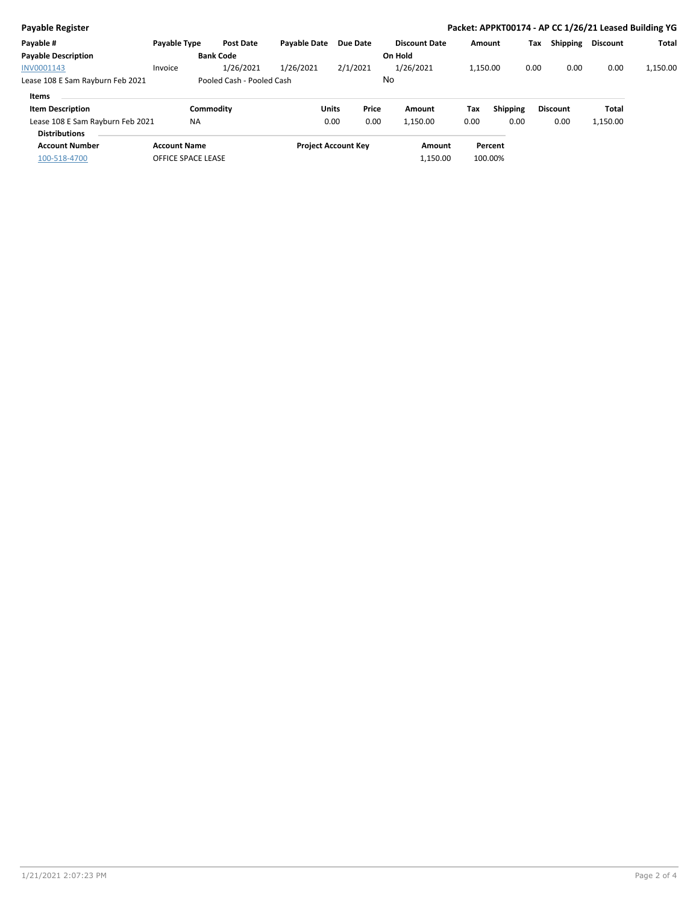**Payable Register** — **Packet: APPKT00174 - AP CC 1/26/21 Leased Building YG**

| Payable # | Payable Type | Post Date | Payable Date | Due Date | Discount Date | Amount | Tax | Shipping | Discount | Total |
|---|---|---|---|---|---|---|---|---|---|---|
| **Payable Description** | | **Bank Code** | | | **On Hold** | | | | | |
| INV0001143 | Invoice | 1/26/2021 | 1/26/2021 | 2/1/2021 | 1/26/2021 | 1,150.00 | 0.00 | 0.00 | 0.00 | 1,150.00 |
| Lease 108 E Sam Rayburn Feb 2021 | | Pooled Cash - Pooled Cash | | | No | | | | | |

**Items**

| Item Description | Commodity | Units | Price | Amount | Tax | Shipping | Discount | Total |
|---|---|---|---|---|---|---|---|---|
| Lease 108 E Sam Rayburn Feb 2021 | NA | 0.00 | 0.00 | 1,150.00 | 0.00 | 0.00 | 0.00 | 1,150.00 |

**Distributions**

| Account Number | Account Name | Project Account Key | Amount | Percent |
|---|---|---|---|---|
| 100-518-4700 | OFFICE SPACE LEASE | | 1,150.00 | 100.00% |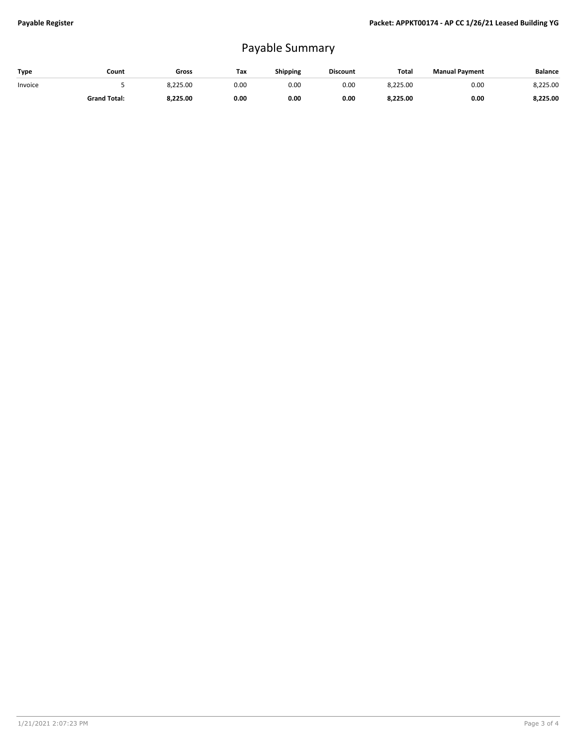# Payable Summary

| Type | Count | Gross | Tax | Shipping | Discount | Total | Manual Payment | Balance |
|---|---|---|---|---|---|---|---|---|
| Invoice | 5 | 8,225.00 | 0.00 | 0.00 | 0.00 | 8,225.00 | 0.00 | 8,225.00 |
| | **Grand Total:** | **8,225.00** | **0.00** | **0.00** | **0.00** | **8,225.00** | **0.00** | **8,225.00** |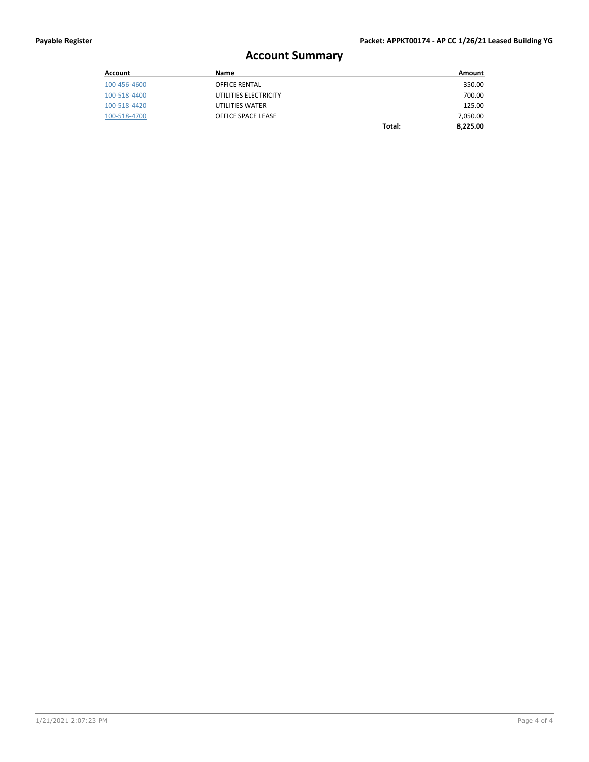# Account Summary

| Account | Name | | Amount |
| --- | --- | --- | --- |
| 100-456-4600 | OFFICE RENTAL | | 350.00 |
| 100-518-4400 | UTILITIES ELECTRICITY | | 700.00 |
| 100-518-4420 | UTILITIES WATER | | 125.00 |
| 100-518-4700 | OFFICE SPACE LEASE | | 7,050.00 |
| | | **Total:** | **8,225.00** |